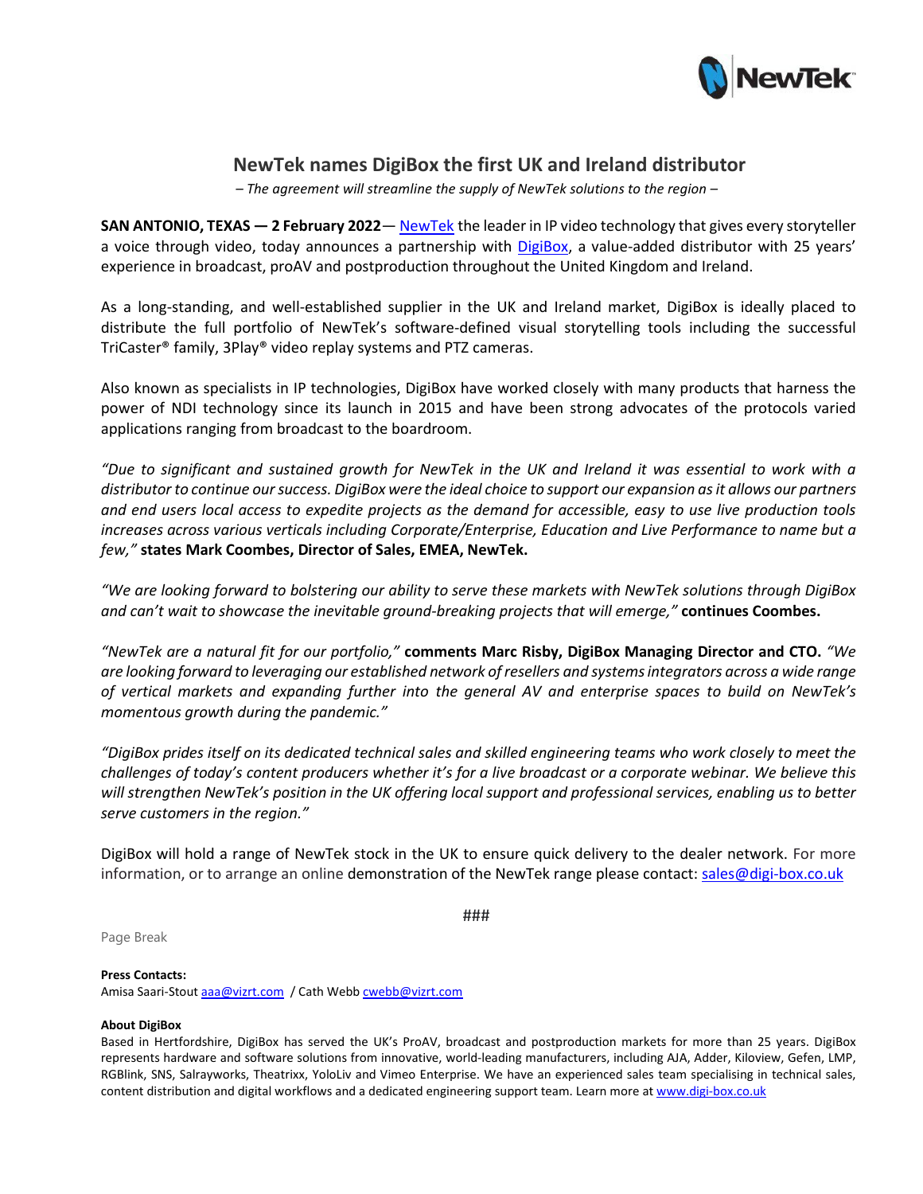# NewTek names DigiBox the first UK and Ireland distributor

*– The agreement will streamline the supply of NewTek solutions to the region –*

**SAN ANTONIO, TEXAS — 2 February 2022**— [NewTek](NewTek) the leader in IP video technology that gives every storyteller a voice through video, today announces a partnership with [DigiBox](DigiBox), a value-added distributor with 25 years' experience in broadcast, proAV and postproduction throughout the United Kingdom and Ireland.

As a long-standing, and well-established supplier in the UK and Ireland market, DigiBox is ideally placed to distribute the full portfolio of NewTek's software-defined visual storytelling tools including the successful TriCaster® family, 3Play® video replay systems and PTZ cameras.

Also known as specialists in IP technologies, DigiBox have worked closely with many products that harness the power of NDI technology since its launch in 2015 and have been strong advocates of the protocols varied applications ranging from broadcast to the boardroom.

*"Due to significant and sustained growth for NewTek in the UK and Ireland it was essential to work with a distributor to continue our success. DigiBox were the ideal choice to support our expansion as it allows our partners and end users local access to expedite projects as the demand for accessible, easy to use live production tools increases across various verticals including Corporate/Enterprise, Education and Live Performance to name but a few,"* **states Mark Coombes, Director of Sales, EMEA, NewTek.**

*"We are looking forward to bolstering our ability to serve these markets with NewTek solutions through DigiBox and can't wait to showcase the inevitable ground-breaking projects that will emerge,"* **continues Coombes.**

*"NewTek are a natural fit for our portfolio,"* **comments Marc Risby, DigiBox Managing Director and CTO.** *"We are looking forward to leveraging our established network of resellers and systems integrators across a wide range of vertical markets and expanding further into the general AV and enterprise spaces to build on NewTek's momentous growth during the pandemic."*

*"DigiBox prides itself on its dedicated technical sales and skilled engineering teams who work closely to meet the challenges of today's content producers whether it's for a live broadcast or a corporate webinar. We believe this will strengthen NewTek's position in the UK offering local support and professional services, enabling us to better serve customers in the region."*

DigiBox will hold a range of NewTek stock in the UK to ensure quick delivery to the dealer network. For more information, or to arrange an online demonstration of the NewTek range please contact: sales@digi-box.co.uk

###

Page Break

**Press Contacts:**
Amisa Saari-Stout aaa@vizrt.com / Cath Webb cwebb@vizrt.com

**About DigiBox**
Based in Hertfordshire, DigiBox has served the UK's ProAV, broadcast and postproduction markets for more than 25 years. DigiBox represents hardware and software solutions from innovative, world-leading manufacturers, including AJA, Adder, Kiloview, Gefen, LMP, RGBlink, SNS, Salrayworks, Theatrixx, YoloLiv and Vimeo Enterprise. We have an experienced sales team specialising in technical sales, content distribution and digital workflows and a dedicated engineering support team. Learn more at www.digi-box.co.uk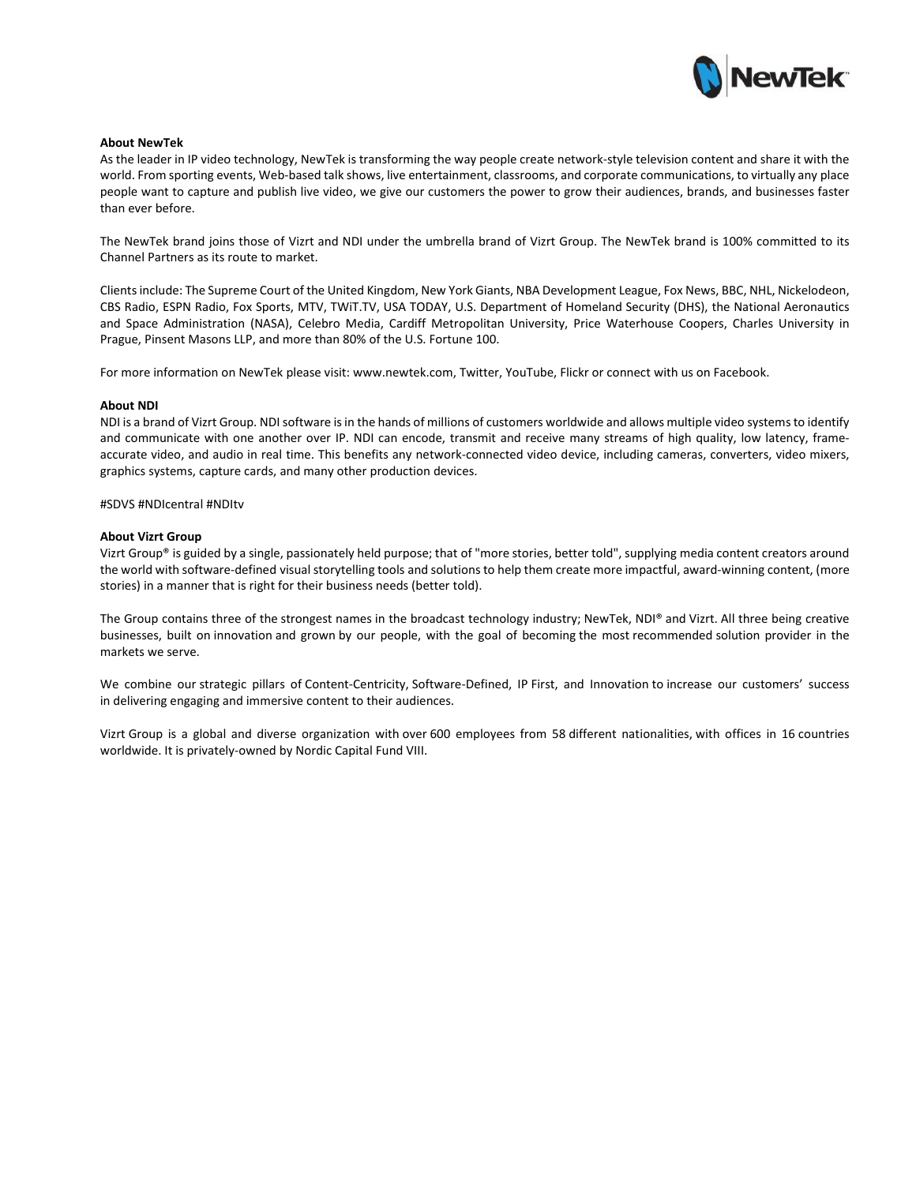**About NewTek**

As the leader in IP video technology, NewTek is transforming the way people create network-style television content and share it with the world. From sporting events, Web-based talk shows, live entertainment, classrooms, and corporate communications, to virtually any place people want to capture and publish live video, we give our customers the power to grow their audiences, brands, and businesses faster than ever before.

The NewTek brand joins those of Vizrt and NDI under the umbrella brand of Vizrt Group. The NewTek brand is 100% committed to its Channel Partners as its route to market.

Clients include: The Supreme Court of the United Kingdom, New York Giants, NBA Development League, Fox News, BBC, NHL, Nickelodeon, CBS Radio, ESPN Radio, Fox Sports, MTV, TWiT.TV, USA TODAY, U.S. Department of Homeland Security (DHS), the National Aeronautics and Space Administration (NASA), Celebro Media, Cardiff Metropolitan University, Price Waterhouse Coopers, Charles University in Prague, Pinsent Masons LLP, and more than 80% of the U.S. Fortune 100.

For more information on NewTek please visit: www.newtek.com, Twitter, YouTube, Flickr or connect with us on Facebook.

**About NDI**

NDI is a brand of Vizrt Group. NDI software is in the hands of millions of customers worldwide and allows multiple video systems to identify and communicate with one another over IP. NDI can encode, transmit and receive many streams of high quality, low latency, frame-accurate video, and audio in real time. This benefits any network-connected video device, including cameras, converters, video mixers, graphics systems, capture cards, and many other production devices.

#SDVS #NDIcentral #NDItv

**About Vizrt Group**

Vizrt Group® is guided by a single, passionately held purpose; that of "more stories, better told", supplying media content creators around the world with software-defined visual storytelling tools and solutions to help them create more impactful, award-winning content, (more stories) in a manner that is right for their business needs (better told).

The Group contains three of the strongest names in the broadcast technology industry; NewTek, NDI® and Vizrt. All three being creative businesses, built on innovation and grown by our people, with the goal of becoming the most recommended solution provider in the markets we serve.

We combine our strategic pillars of Content-Centricity, Software-Defined, IP First, and Innovation to increase our customers' success in delivering engaging and immersive content to their audiences.

Vizrt Group is a global and diverse organization with over 600 employees from 58 different nationalities, with offices in 16 countries worldwide. It is privately-owned by Nordic Capital Fund VIII.